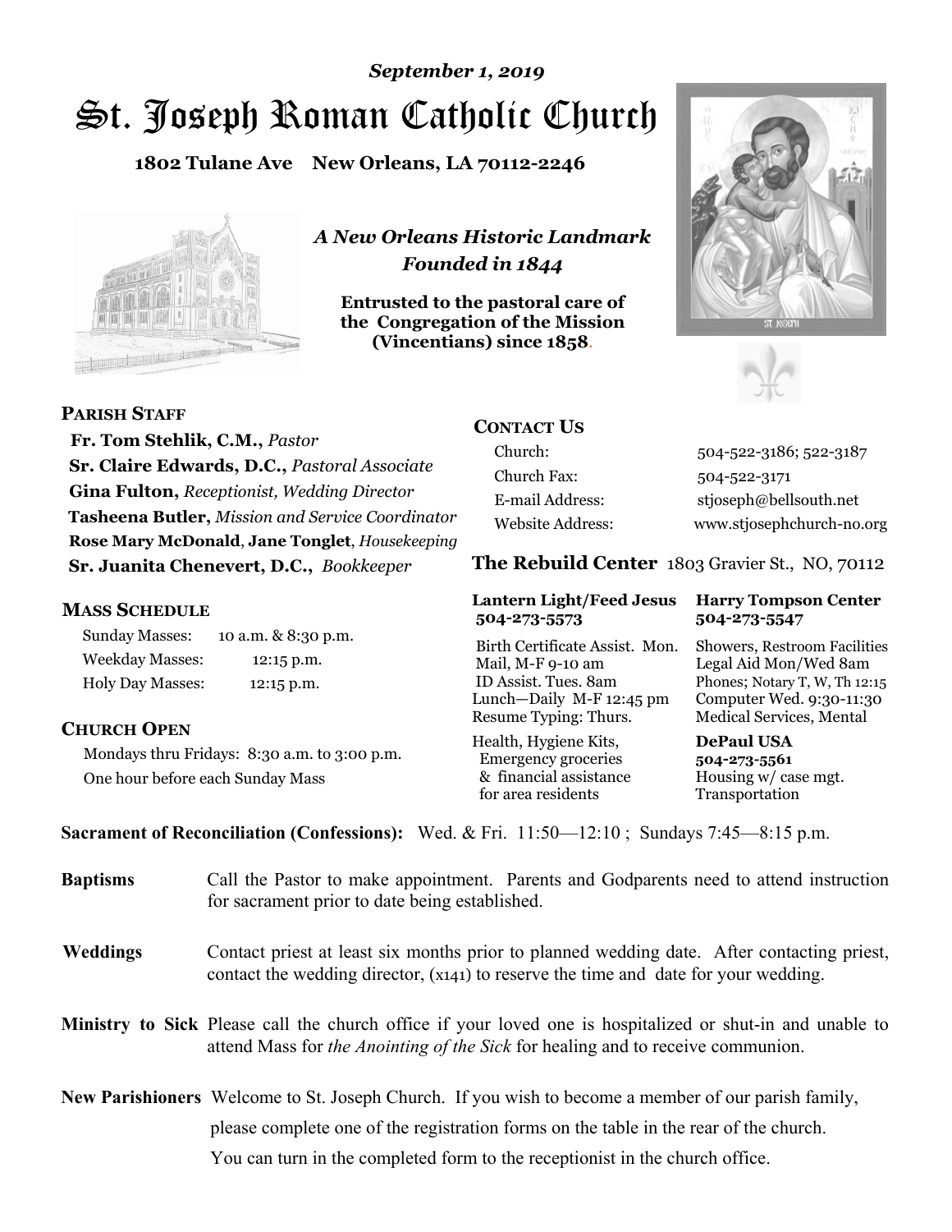*September 1, 2019*

# St. Joseph Roman Catholic Church

**1802 Tulane Ave New Orleans, LA 70112-2246**

*A New Orleans Historic Landmark*
*Founded in 1844*

**Entrusted to the pastoral care of the Congregation of the Mission (Vincentians) since 1858.**

## PARISH STAFF

**Fr. Tom Stehlik, C.M.,** *Pastor*
**Sr. Claire Edwards, D.C.,** *Pastoral Associate*
**Gina Fulton,** *Receptionist, Wedding Director*
**Tasheena Butler,** *Mission and Service Coordinator*
**Rose Mary McDonald**, **Jane Tonglet**, *Housekeeping*
**Sr. Juanita Chenevert, D.C.,** *Bookkeeper*

## MASS SCHEDULE

| | |
|---|---|
| Sunday Masses: | 10 a.m. & 8:30 p.m. |
| Weekday Masses: | 12:15 p.m. |
| Holy Day Masses: | 12:15 p.m. |

## CHURCH OPEN

Mondays thru Fridays: 8:30 a.m. to 3:00 p.m.
One hour before each Sunday Mass

## CONTACT US

| | |
|---|---|
| Church: | 504-522-3186; 522-3187 |
| Church Fax: | 504-522-3171 |
| E-mail Address: | stjoseph@bellsouth.net |
| Website Address: | www.stjosephchurch-no.org |

## The Rebuild Center 1803 Gravier St., NO, 70112

| **Lantern Light/Feed Jesus 504-273-5573** | **Harry Tompson Center 504-273-5547** |
|---|---|
| Birth Certificate Assist. Mon. Mail, M-F 9-10 am ID Assist. Tues. 8am Lunch—Daily M-F 12:45 pm Resume Typing: Thurs. | Showers, Restroom Facilities Legal Aid Mon/Wed 8am Phones; Notary T, W, Th 12:15 Computer Wed. 9:30-11:30 Medical Services, Mental |
| Health, Hygiene Kits, Emergency groceries & financial assistance for area residents | **DePaul USA 504-273-5561** Housing w/ case mgt. Transportation |

**Sacrament of Reconciliation (Confessions):** Wed. & Fri. 11:50—12:10 ; Sundays 7:45—8:15 p.m.

**Baptisms** Call the Pastor to make appointment. Parents and Godparents need to attend instruction for sacrament prior to date being established.

**Weddings** Contact priest at least six months prior to planned wedding date. After contacting priest, contact the wedding director, (x141) to reserve the time and date for your wedding.

**Ministry to Sick** Please call the church office if your loved one is hospitalized or shut-in and unable to attend Mass for *the Anointing of the Sick* for healing and to receive communion.

**New Parishioners** Welcome to St. Joseph Church. If you wish to become a member of our parish family, please complete one of the registration forms on the table in the rear of the church. You can turn in the completed form to the receptionist in the church office.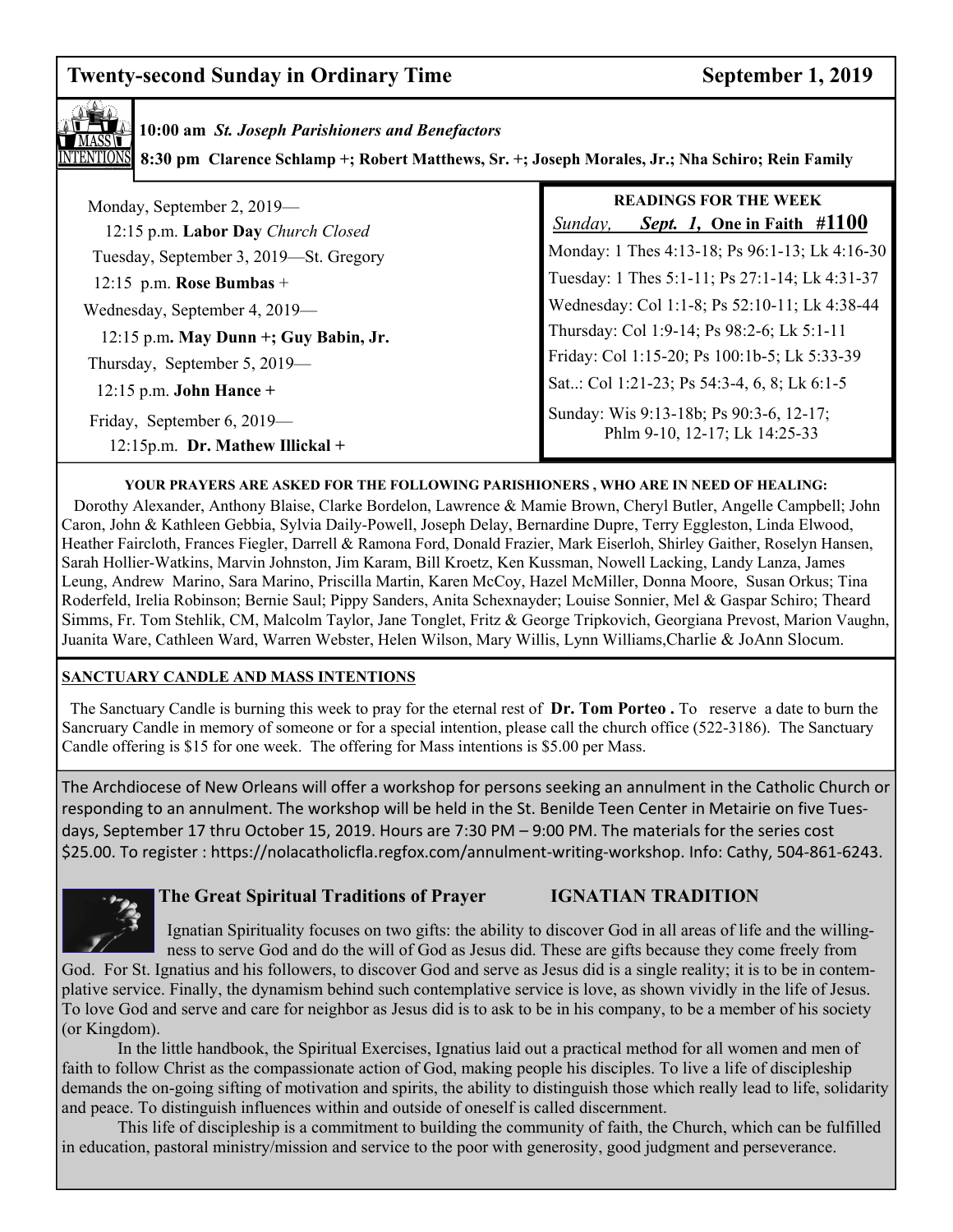## Twenty-second Sunday in Ordinary Time — September 1, 2019

### MASS INTENTIONS

**10:00 am** ***St. Joseph Parishioners and Benefactors***

**8:30 pm Clarence Schlamp +; Robert Matthews, Sr. +; Joseph Morales, Jr.; Nha Schiro; Rein Family**

Monday, September 2, 2019—
12:15 p.m. **Labor Day** *Church Closed*

Tuesday, September 3, 2019—St. Gregory
12:15 p.m. **Rose Bumbas** +

Wednesday, September 4, 2019—
12:15 p.m**. May Dunn +; Guy Babin, Jr.**

Thursday, September 5, 2019—
12:15 p.m. **John Hance +**

Friday, September 6, 2019—
12:15p.m. **Dr. Mathew Illickal +**

### READINGS FOR THE WEEK

*Sunday,* ***Sept. 1,*** **One in Faith #1100**

Monday: 1 Thes 4:13-18; Ps 96:1-13; Lk 4:16-30
Tuesday: 1 Thes 5:1-11; Ps 27:1-14; Lk 4:31-37
Wednesday: Col 1:1-8; Ps 52:10-11; Lk 4:38-44
Thursday: Col 1:9-14; Ps 98:2-6; Lk 5:1-11
Friday: Col 1:15-20; Ps 100:1b-5; Lk 5:33-39
Sat..: Col 1:21-23; Ps 54:3-4, 6, 8; Lk 6:1-5
Sunday: Wis 9:13-18b; Ps 90:3-6, 12-17; Phlm 9-10, 12-17; Lk 14:25-33

**YOUR PRAYERS ARE ASKED FOR THE FOLLOWING PARISHIONERS , WHO ARE IN NEED OF HEALING:**

Dorothy Alexander, Anthony Blaise, Clarke Bordelon, Lawrence & Mamie Brown, Cheryl Butler, Angelle Campbell; John Caron, John & Kathleen Gebbia, Sylvia Daily-Powell, Joseph Delay, Bernardine Dupre, Terry Eggleston, Linda Elwood, Heather Faircloth, Frances Fiegler, Darrell & Ramona Ford, Donald Frazier, Mark Eiserloh, Shirley Gaither, Roselyn Hansen, Sarah Hollier-Watkins, Marvin Johnston, Jim Karam, Bill Kroetz, Ken Kussman, Nowell Lacking, Landy Lanza, James Leung, Andrew Marino, Sara Marino, Priscilla Martin, Karen McCoy, Hazel McMiller, Donna Moore, Susan Orkus; Tina Roderfeld, Irelia Robinson; Bernie Saul; Pippy Sanders, Anita Schexnayder; Louise Sonnier, Mel & Gaspar Schiro; Theard Simms, Fr. Tom Stehlik, CM, Malcolm Taylor, Jane Tonglet, Fritz & George Tripkovich, Georgiana Prevost, Marion Vaughn, Juanita Ware, Cathleen Ward, Warren Webster, Helen Wilson, Mary Willis, Lynn Williams,Charlie & JoAnn Slocum.

**SANCTUARY CANDLE AND MASS INTENTIONS**

The Sanctuary Candle is burning this week to pray for the eternal rest of **Dr. Tom Porteo .** To reserve a date to burn the Sancruary Candle in memory of someone or for a special intention, please call the church office (522-3186). The Sanctuary Candle offering is $15 for one week. The offering for Mass intentions is $5.00 per Mass.

The Archdiocese of New Orleans will offer a workshop for persons seeking an annulment in the Catholic Church or responding to an annulment. The workshop will be held in the St. Benilde Teen Center in Metairie on five Tuesdays, September 17 thru October 15, 2019. Hours are 7:30 PM – 9:00 PM. The materials for the series cost $25.00. To register : https://nolacatholicfla.regfox.com/annulment-writing-workshop. Info: Cathy, 504-861-6243.

### The Great Spiritual Traditions of Prayer — IGNATIAN TRADITION

Ignatian Spirituality focuses on two gifts: the ability to discover God in all areas of life and the willingness to serve God and do the will of God as Jesus did. These are gifts because they come freely from God. For St. Ignatius and his followers, to discover God and serve as Jesus did is a single reality; it is to be in contemplative service. Finally, the dynamism behind such contemplative service is love, as shown vividly in the life of Jesus. To love God and serve and care for neighbor as Jesus did is to ask to be in his company, to be a member of his society (or Kingdom).

In the little handbook, the Spiritual Exercises, Ignatius laid out a practical method for all women and men of faith to follow Christ as the compassionate action of God, making people his disciples. To live a life of discipleship demands the on-going sifting of motivation and spirits, the ability to distinguish those which really lead to life, solidarity and peace. To distinguish influences within and outside of oneself is called discernment.

This life of discipleship is a commitment to building the community of faith, the Church, which can be fulfilled in education, pastoral ministry/mission and service to the poor with generosity, good judgment and perseverance.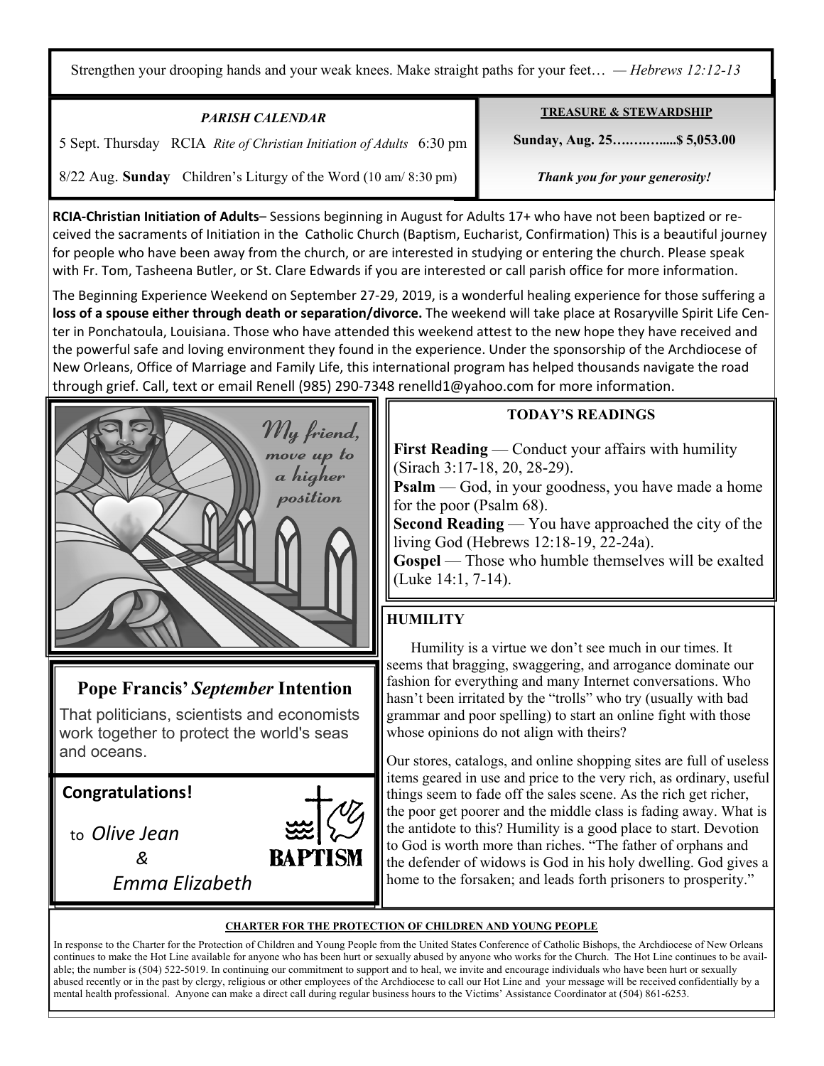Strengthen your drooping hands and your weak knees. Make straight paths for your feet… — *Hebrews 12:12-13*

### *PARISH CALENDAR*

5 Sept. Thursday RCIA *Rite of Christian Initiation of Adults* 6:30 pm

8/22 Aug. **Sunday** Children's Liturgy of the Word (10 am/ 8:30 pm)

### TREASURE & STEWARDSHIP

**Sunday, Aug. 25…….…......$ 5,053.00**

***Thank you for your generosity!***

**RCIA-Christian Initiation of Adults**– Sessions beginning in August for Adults 17+ who have not been baptized or received the sacraments of Initiation in the Catholic Church (Baptism, Eucharist, Confirmation) This is a beautiful journey for people who have been away from the church, or are interested in studying or entering the church. Please speak with Fr. Tom, Tasheena Butler, or St. Clare Edwards if you are interested or call parish office for more information.

The Beginning Experience Weekend on September 27-29, 2019, is a wonderful healing experience for those suffering a **loss of a spouse either through death or separation/divorce.** The weekend will take place at Rosaryville Spirit Life Center in Ponchatoula, Louisiana. Those who have attended this weekend attest to the new hope they have received and the powerful safe and loving environment they found in the experience. Under the sponsorship of the Archdiocese of New Orleans, Office of Marriage and Family Life, this international program has helped thousands navigate the road through grief. Call, text or email Renell (985) 290-7348 renelld1@yahoo.com for more information.

*My friend, move up to a higher position*

## Pope Francis' *September* Intention

That politicians, scientists and economists work together to protect the world's seas and oceans.

## Congratulations!

to *Olive Jean*

*&*

*Emma Elizabeth*

BAPTISM

### TODAY'S READINGS

**First Reading** — Conduct your affairs with humility (Sirach 3:17-18, 20, 28-29).

**Psalm** — God, in your goodness, you have made a home for the poor (Psalm 68).

**Second Reading** — You have approached the city of the living God (Hebrews 12:18-19, 22-24a).

**Gospel** — Those who humble themselves will be exalted (Luke 14:1, 7-14).

### HUMILITY

Humility is a virtue we don't see much in our times. It seems that bragging, swaggering, and arrogance dominate our fashion for everything and many Internet conversations. Who hasn't been irritated by the "trolls" who try (usually with bad grammar and poor spelling) to start an online fight with those whose opinions do not align with theirs?

Our stores, catalogs, and online shopping sites are full of useless items geared in use and price to the very rich, as ordinary, useful things seem to fade off the sales scene. As the rich get richer, the poor get poorer and the middle class is fading away. What is the antidote to this? Humility is a good place to start. Devotion to God is worth more than riches. "The father of orphans and the defender of widows is God in his holy dwelling. God gives a home to the forsaken; and leads forth prisoners to prosperity."

### CHARTER FOR THE PROTECTION OF CHILDREN AND YOUNG PEOPLE

In response to the Charter for the Protection of Children and Young People from the United States Conference of Catholic Bishops, the Archdiocese of New Orleans continues to make the Hot Line available for anyone who has been hurt or sexually abused by anyone who works for the Church. The Hot Line continues to be available; the number is (504) 522-5019. In continuing our commitment to support and to heal, we invite and encourage individuals who have been hurt or sexually abused recently or in the past by clergy, religious or other employees of the Archdiocese to call our Hot Line and your message will be received confidentially by a mental health professional. Anyone can make a direct call during regular business hours to the Victims' Assistance Coordinator at (504) 861-6253.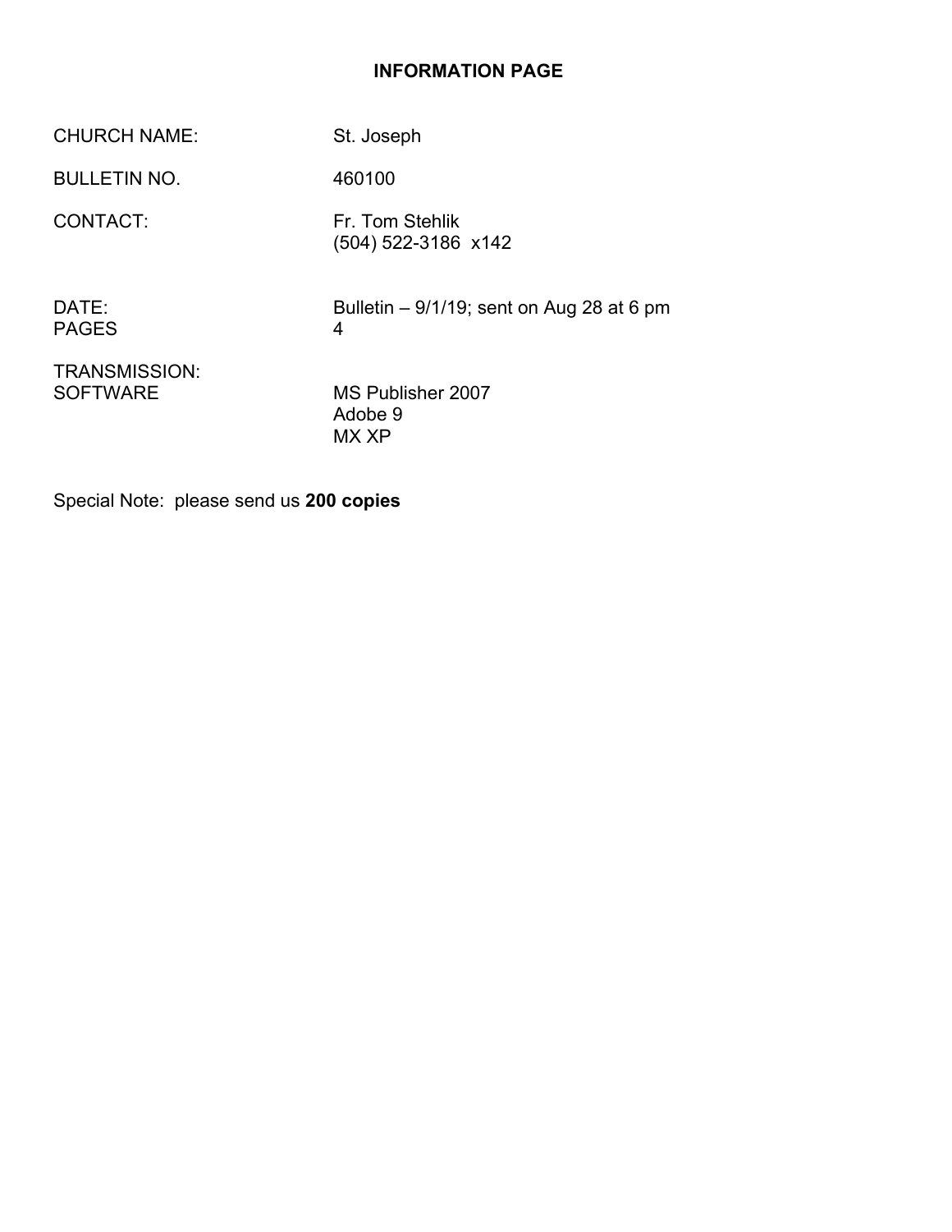## INFORMATION PAGE

| | |
|---|---|
| CHURCH NAME: | St. Joseph |
| BULLETIN NO. | 460100 |
| CONTACT: | Fr. Tom Stehlik<br>(504) 522-3186 x142 |
| DATE: | Bulletin – 9/1/19; sent on Aug 28 at 6 pm |
| PAGES | 4 |
| TRANSMISSION:<br>SOFTWARE | MS Publisher 2007<br>Adobe 9<br>MX XP |

Special Note: please send us **200 copies**